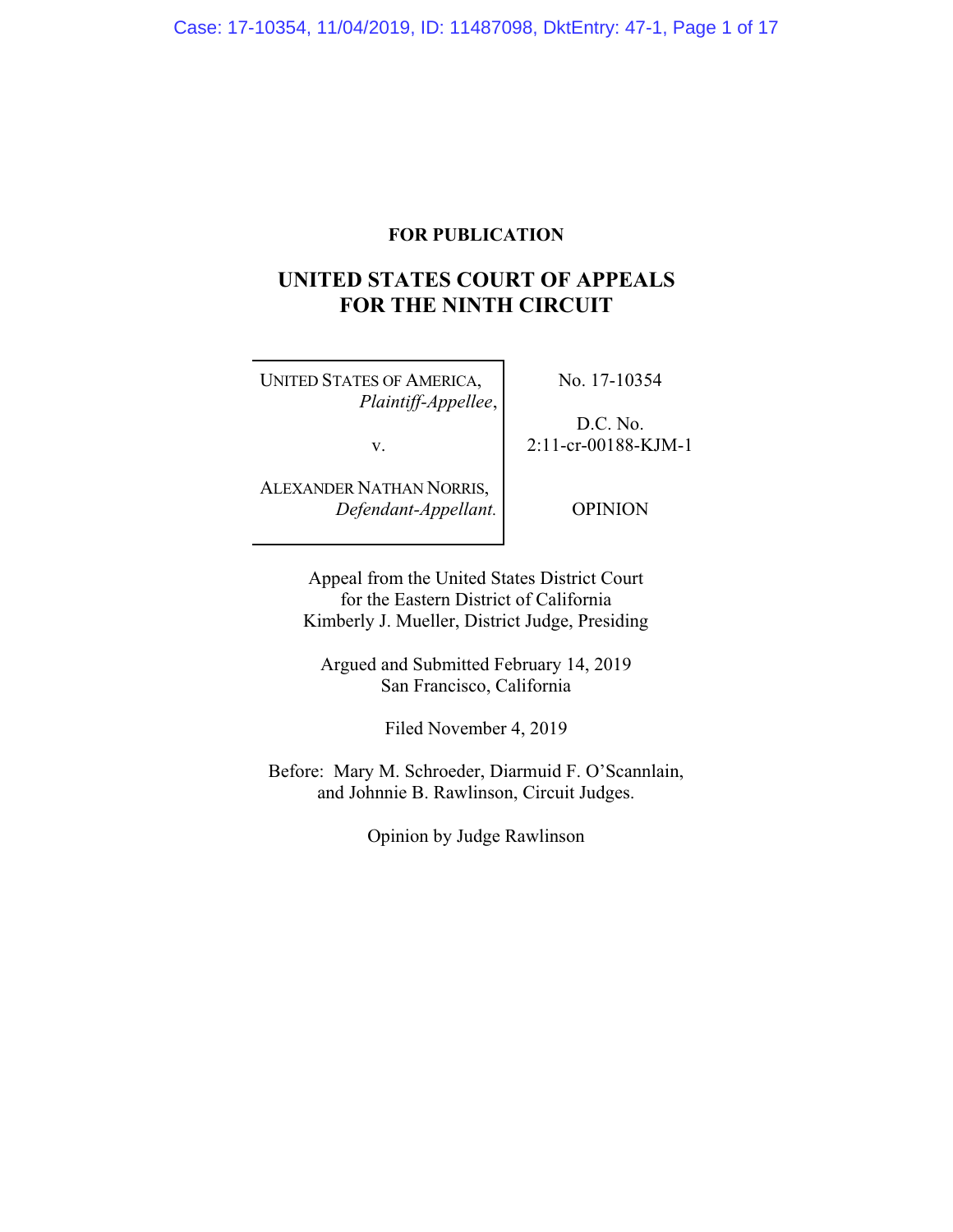**FOR PUBLICATION**

# UNITED STATES COURT OF APPEALS FOR THE NINTH CIRCUIT

| | |
|---|---|
| UNITED STATES OF AMERICA, *Plaintiff-Appellee*, v. ALEXANDER NATHAN NORRIS, *Defendant-Appellant.* | No. 17-10354 D.C. No. 2:11-cr-00188-KJM-1 OPINION |

Appeal from the United States District Court
for the Eastern District of California
Kimberly J. Mueller, District Judge, Presiding

Argued and Submitted February 14, 2019
San Francisco, California

Filed November 4, 2019

Before: Mary M. Schroeder, Diarmuid F. O'Scannlain, and Johnnie B. Rawlinson, Circuit Judges.

Opinion by Judge Rawlinson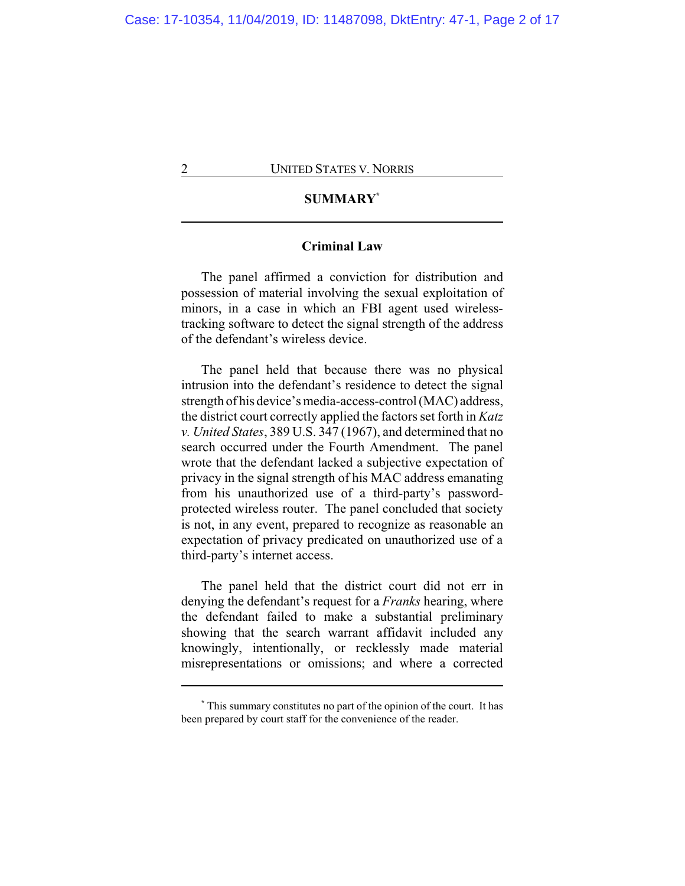## SUMMARY*

### Criminal Law

The panel affirmed a conviction for distribution and possession of material involving the sexual exploitation of minors, in a case in which an FBI agent used wireless-tracking software to detect the signal strength of the address of the defendant's wireless device.

The panel held that because there was no physical intrusion into the defendant's residence to detect the signal strength of his device's media-access-control (MAC) address, the district court correctly applied the factors set forth in *Katz v. United States*, 389 U.S. 347 (1967), and determined that no search occurred under the Fourth Amendment. The panel wrote that the defendant lacked a subjective expectation of privacy in the signal strength of his MAC address emanating from his unauthorized use of a third-party's password-protected wireless router. The panel concluded that society is not, in any event, prepared to recognize as reasonable an expectation of privacy predicated on unauthorized use of a third-party's internet access.

The panel held that the district court did not err in denying the defendant's request for a *Franks* hearing, where the defendant failed to make a substantial preliminary showing that the search warrant affidavit included any knowingly, intentionally, or recklessly made material misrepresentations or omissions; and where a corrected

---

\* This summary constitutes no part of the opinion of the court. It has been prepared by court staff for the convenience of the reader.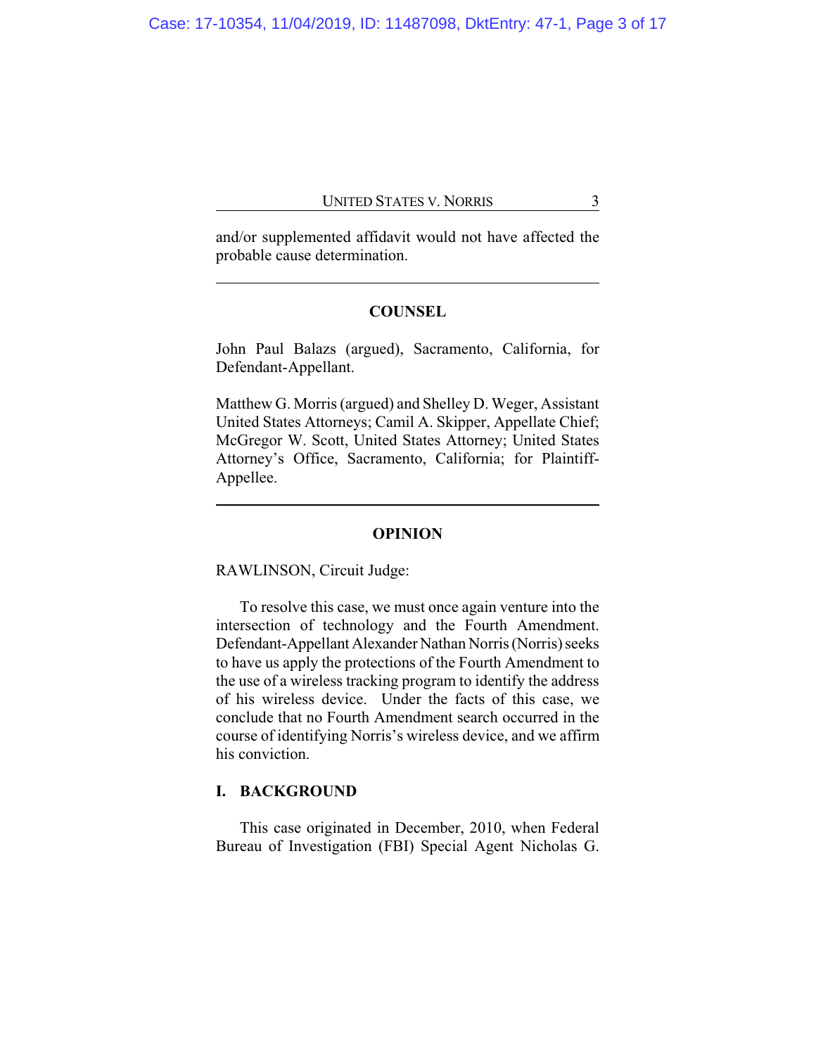and/or supplemented affidavit would not have affected the probable cause determination.

---

## COUNSEL

John Paul Balazs (argued), Sacramento, California, for Defendant-Appellant.

Matthew G. Morris (argued) and Shelley D. Weger, Assistant United States Attorneys; Camil A. Skipper, Appellate Chief; McGregor W. Scott, United States Attorney; United States Attorney's Office, Sacramento, California; for Plaintiff-Appellee.

---

## OPINION

RAWLINSON, Circuit Judge:

To resolve this case, we must once again venture into the intersection of technology and the Fourth Amendment. Defendant-Appellant Alexander Nathan Norris (Norris) seeks to have us apply the protections of the Fourth Amendment to the use of a wireless tracking program to identify the address of his wireless device. Under the facts of this case, we conclude that no Fourth Amendment search occurred in the course of identifying Norris's wireless device, and we affirm his conviction.

### I. BACKGROUND

This case originated in December, 2010, when Federal Bureau of Investigation (FBI) Special Agent Nicholas G.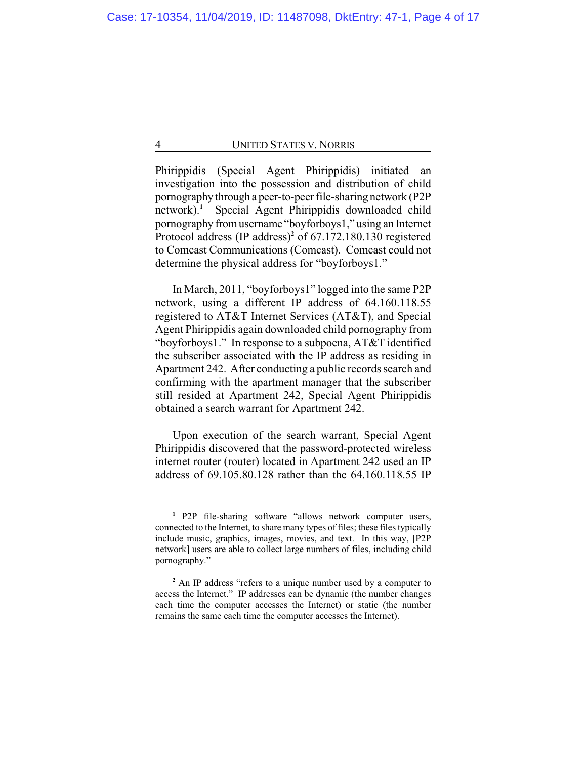Phirippidis (Special Agent Phirippidis) initiated an investigation into the possession and distribution of child pornography through a peer-to-peer file-sharing network (P2P network).[1] Special Agent Phirippidis downloaded child pornography from username "boyforboys1," using an Internet Protocol address (IP address)[2] of 67.172.180.130 registered to Comcast Communications (Comcast). Comcast could not determine the physical address for "boyforboys1."

In March, 2011, "boyforboys1" logged into the same P2P network, using a different IP address of 64.160.118.55 registered to AT&T Internet Services (AT&T), and Special Agent Phirippidis again downloaded child pornography from "boyforboys1." In response to a subpoena, AT&T identified the subscriber associated with the IP address as residing in Apartment 242. After conducting a public records search and confirming with the apartment manager that the subscriber still resided at Apartment 242, Special Agent Phirippidis obtained a search warrant for Apartment 242.

Upon execution of the search warrant, Special Agent Phirippidis discovered that the password-protected wireless internet router (router) located in Apartment 242 used an IP address of 69.105.80.128 rather than the 64.160.118.55 IP

---

[1] P2P file-sharing software "allows network computer users, connected to the Internet, to share many types of files; these files typically include music, graphics, images, movies, and text. In this way, [P2P network] users are able to collect large numbers of files, including child pornography."

[2] An IP address "refers to a unique number used by a computer to access the Internet." IP addresses can be dynamic (the number changes each time the computer accesses the Internet) or static (the number remains the same each time the computer accesses the Internet).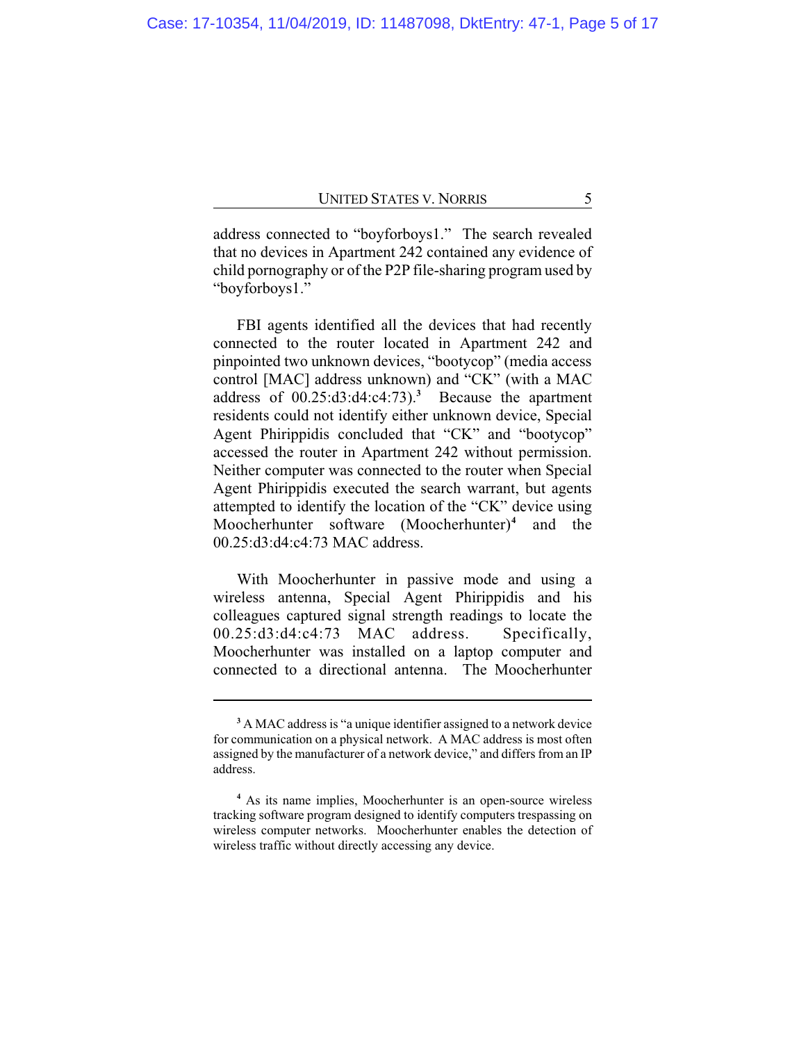address connected to "boyforboys1." The search revealed that no devices in Apartment 242 contained any evidence of child pornography or of the P2P file-sharing program used by "boyforboys1."

FBI agents identified all the devices that had recently connected to the router located in Apartment 242 and pinpointed two unknown devices, "bootycop" (media access control [MAC] address unknown) and "CK" (with a MAC address of 00.25:d3:d4:c4:73).[3] Because the apartment residents could not identify either unknown device, Special Agent Phirippidis concluded that "CK" and "bootycop" accessed the router in Apartment 242 without permission. Neither computer was connected to the router when Special Agent Phirippidis executed the search warrant, but agents attempted to identify the location of the "CK" device using Moocherhunter software (Moocherhunter)[4] and the 00.25:d3:d4:c4:73 MAC address.

With Moocherhunter in passive mode and using a wireless antenna, Special Agent Phirippidis and his colleagues captured signal strength readings to locate the 00.25:d3:d4:c4:73 MAC address. Specifically, Moocherhunter was installed on a laptop computer and connected to a directional antenna. The Moocherhunter

---

[3] A MAC address is "a unique identifier assigned to a network device for communication on a physical network. A MAC address is most often assigned by the manufacturer of a network device," and differs from an IP address.

[4] As its name implies, Moocherhunter is an open-source wireless tracking software program designed to identify computers trespassing on wireless computer networks. Moocherhunter enables the detection of wireless traffic without directly accessing any device.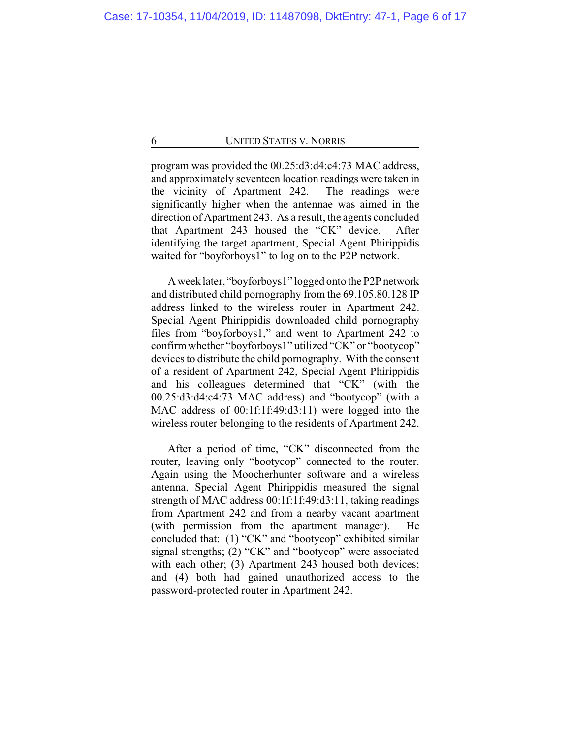program was provided the 00.25:d3:d4:c4:73 MAC address, and approximately seventeen location readings were taken in the vicinity of Apartment 242. The readings were significantly higher when the antennae was aimed in the direction of Apartment 243. As a result, the agents concluded that Apartment 243 housed the "CK" device. After identifying the target apartment, Special Agent Phirippidis waited for "boyforboys1" to log on to the P2P network.

A week later, "boyforboys1" logged onto the P2P network and distributed child pornography from the 69.105.80.128 IP address linked to the wireless router in Apartment 242. Special Agent Phirippidis downloaded child pornography files from "boyforboys1," and went to Apartment 242 to confirm whether "boyforboys1" utilized "CK" or "bootycop" devices to distribute the child pornography. With the consent of a resident of Apartment 242, Special Agent Phirippidis and his colleagues determined that "CK" (with the 00.25:d3:d4:c4:73 MAC address) and "bootycop" (with a MAC address of 00:1f:1f:49:d3:11) were logged into the wireless router belonging to the residents of Apartment 242.

After a period of time, "CK" disconnected from the router, leaving only "bootycop" connected to the router. Again using the Moocherhunter software and a wireless antenna, Special Agent Phirippidis measured the signal strength of MAC address 00:1f:1f:49:d3:11, taking readings from Apartment 242 and from a nearby vacant apartment (with permission from the apartment manager). He concluded that: (1) "CK" and "bootycop" exhibited similar signal strengths; (2) "CK" and "bootycop" were associated with each other; (3) Apartment 243 housed both devices; and (4) both had gained unauthorized access to the password-protected router in Apartment 242.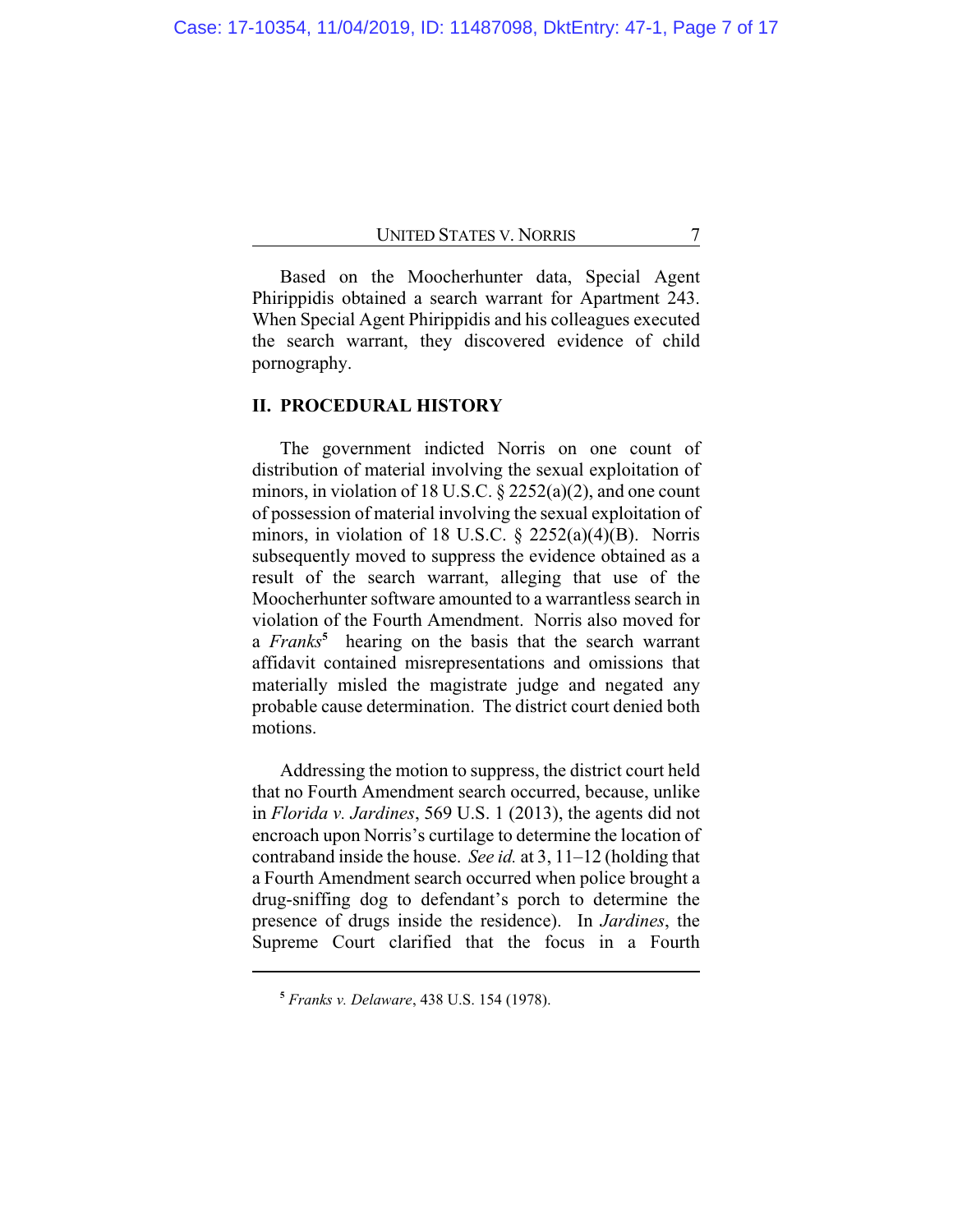Based on the Moocherhunter data, Special Agent Phirippidis obtained a search warrant for Apartment 243. When Special Agent Phirippidis and his colleagues executed the search warrant, they discovered evidence of child pornography.

## II. PROCEDURAL HISTORY

The government indicted Norris on one count of distribution of material involving the sexual exploitation of minors, in violation of 18 U.S.C. § 2252(a)(2), and one count of possession of material involving the sexual exploitation of minors, in violation of 18 U.S.C. § 2252(a)(4)(B). Norris subsequently moved to suppress the evidence obtained as a result of the search warrant, alleging that use of the Moocherhunter software amounted to a warrantless search in violation of the Fourth Amendment. Norris also moved for a *Franks*[5] hearing on the basis that the search warrant affidavit contained misrepresentations and omissions that materially misled the magistrate judge and negated any probable cause determination. The district court denied both motions.

Addressing the motion to suppress, the district court held that no Fourth Amendment search occurred, because, unlike in *Florida v. Jardines*, 569 U.S. 1 (2013), the agents did not encroach upon Norris's curtilage to determine the location of contraband inside the house. *See id.* at 3, 11–12 (holding that a Fourth Amendment search occurred when police brought a drug-sniffing dog to defendant's porch to determine the presence of drugs inside the residence). In *Jardines*, the Supreme Court clarified that the focus in a Fourth

---

[5] *Franks v. Delaware*, 438 U.S. 154 (1978).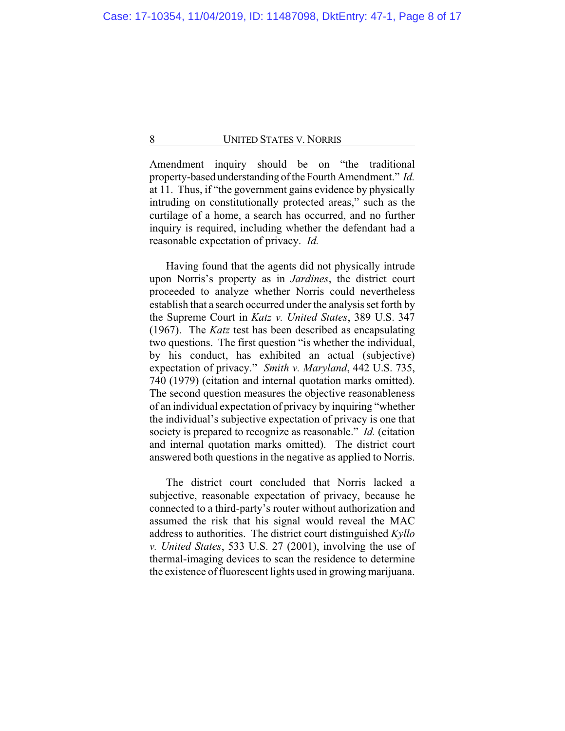Amendment inquiry should be on "the traditional property-based understanding of the Fourth Amendment." *Id.* at 11. Thus, if "the government gains evidence by physically intruding on constitutionally protected areas," such as the curtilage of a home, a search has occurred, and no further inquiry is required, including whether the defendant had a reasonable expectation of privacy. *Id.*

Having found that the agents did not physically intrude upon Norris's property as in *Jardines*, the district court proceeded to analyze whether Norris could nevertheless establish that a search occurred under the analysis set forth by the Supreme Court in *Katz v. United States*, 389 U.S. 347 (1967). The *Katz* test has been described as encapsulating two questions. The first question "is whether the individual, by his conduct, has exhibited an actual (subjective) expectation of privacy." *Smith v. Maryland*, 442 U.S. 735, 740 (1979) (citation and internal quotation marks omitted). The second question measures the objective reasonableness of an individual expectation of privacy by inquiring "whether the individual's subjective expectation of privacy is one that society is prepared to recognize as reasonable." *Id.* (citation and internal quotation marks omitted). The district court answered both questions in the negative as applied to Norris.

The district court concluded that Norris lacked a subjective, reasonable expectation of privacy, because he connected to a third-party's router without authorization and assumed the risk that his signal would reveal the MAC address to authorities. The district court distinguished *Kyllo v. United States*, 533 U.S. 27 (2001), involving the use of thermal-imaging devices to scan the residence to determine the existence of fluorescent lights used in growing marijuana.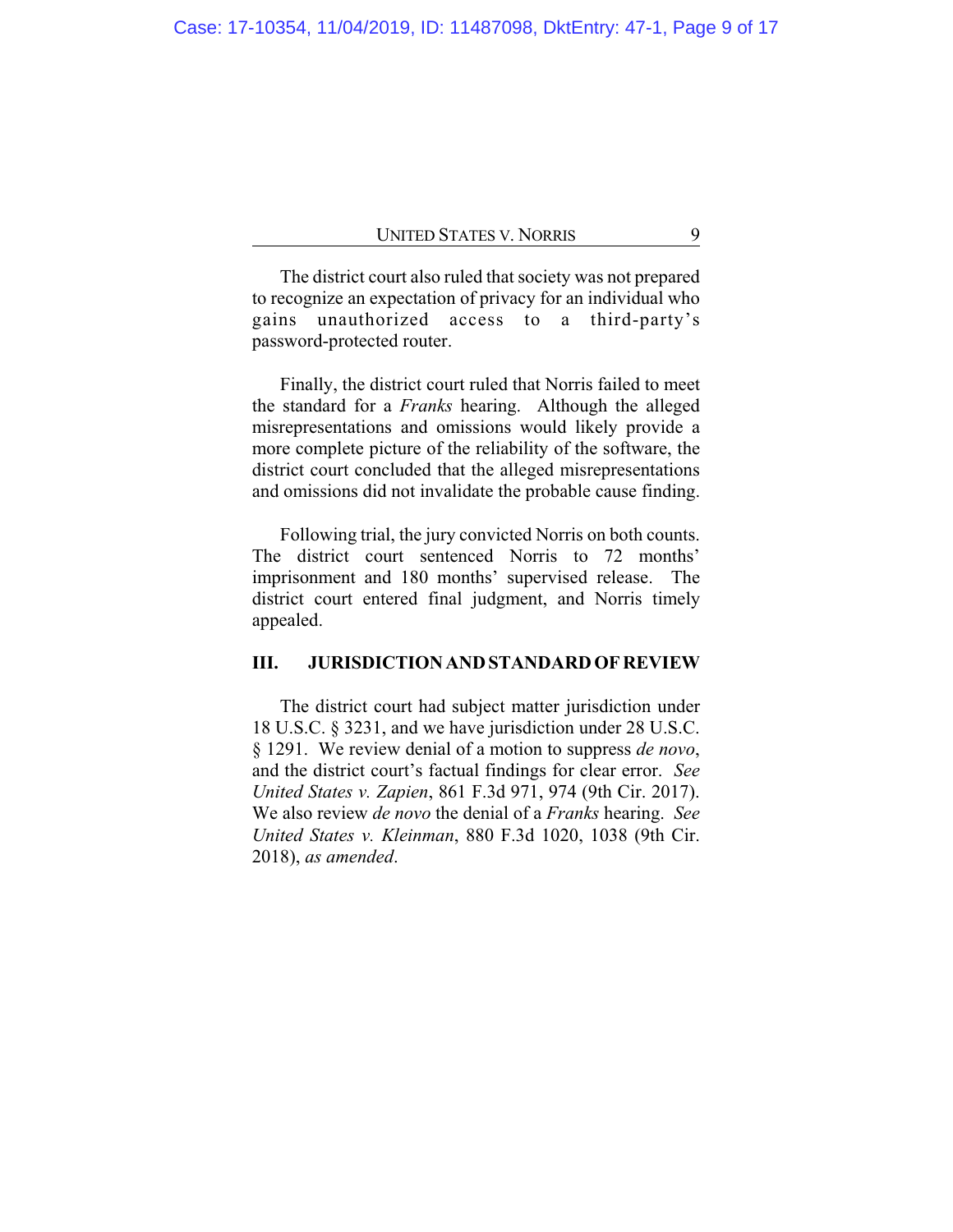The district court also ruled that society was not prepared to recognize an expectation of privacy for an individual who gains unauthorized access to a third-party's password-protected router.

Finally, the district court ruled that Norris failed to meet the standard for a *Franks* hearing. Although the alleged misrepresentations and omissions would likely provide a more complete picture of the reliability of the software, the district court concluded that the alleged misrepresentations and omissions did not invalidate the probable cause finding.

Following trial, the jury convicted Norris on both counts. The district court sentenced Norris to 72 months' imprisonment and 180 months' supervised release. The district court entered final judgment, and Norris timely appealed.

## III. JURISDICTION AND STANDARD OF REVIEW

The district court had subject matter jurisdiction under 18 U.S.C. § 3231, and we have jurisdiction under 28 U.S.C. § 1291. We review denial of a motion to suppress *de novo*, and the district court's factual findings for clear error. *See United States v. Zapien*, 861 F.3d 971, 974 (9th Cir. 2017). We also review *de novo* the denial of a *Franks* hearing. *See United States v. Kleinman*, 880 F.3d 1020, 1038 (9th Cir. 2018), *as amended*.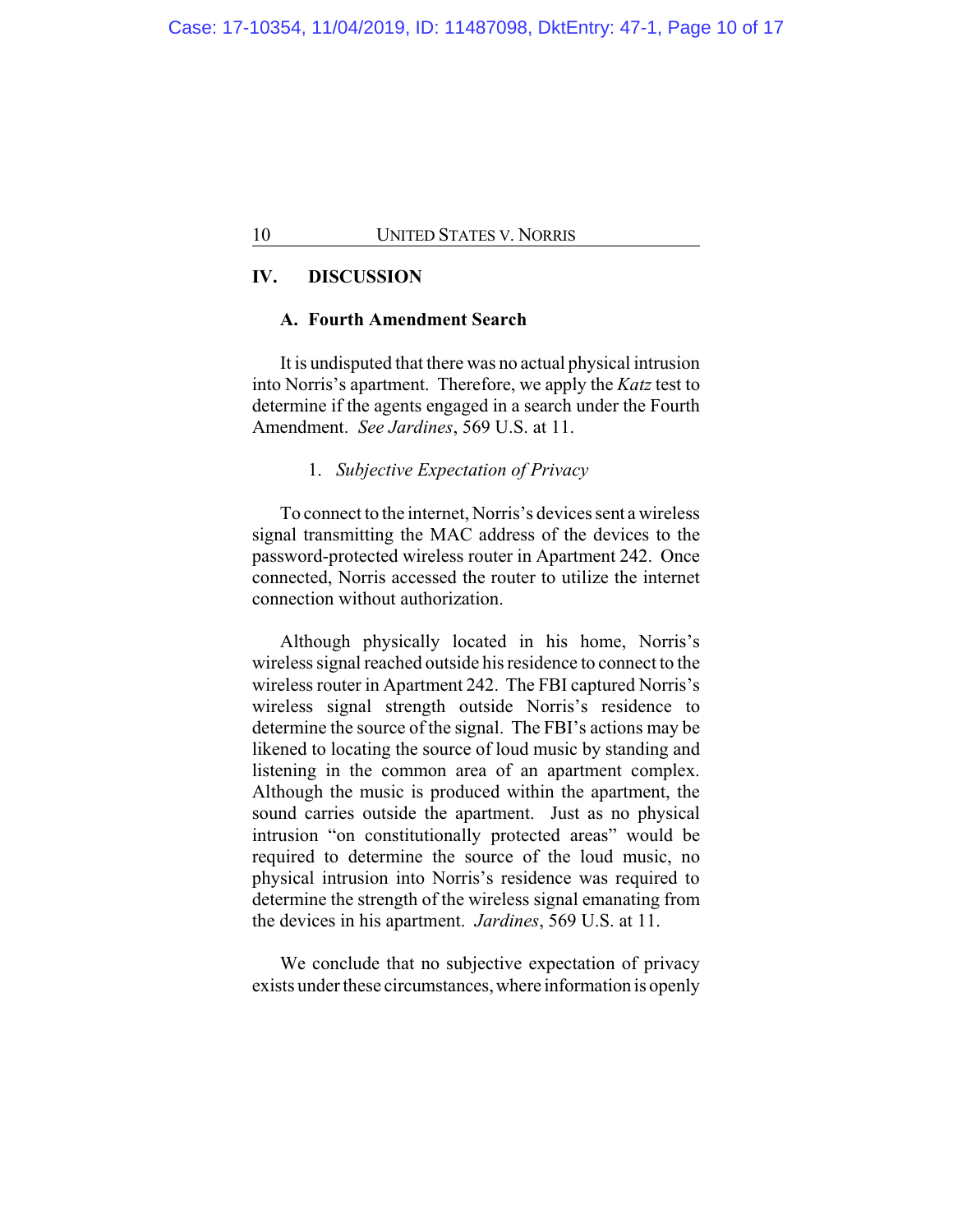## IV. DISCUSSION

### A. Fourth Amendment Search

It is undisputed that there was no actual physical intrusion into Norris's apartment. Therefore, we apply the *Katz* test to determine if the agents engaged in a search under the Fourth Amendment. *See Jardines*, 569 U.S. at 11.

#### 1. *Subjective Expectation of Privacy*

To connect to the internet, Norris's devices sent a wireless signal transmitting the MAC address of the devices to the password-protected wireless router in Apartment 242. Once connected, Norris accessed the router to utilize the internet connection without authorization.

Although physically located in his home, Norris's wireless signal reached outside his residence to connect to the wireless router in Apartment 242. The FBI captured Norris's wireless signal strength outside Norris's residence to determine the source of the signal. The FBI's actions may be likened to locating the source of loud music by standing and listening in the common area of an apartment complex. Although the music is produced within the apartment, the sound carries outside the apartment. Just as no physical intrusion "on constitutionally protected areas" would be required to determine the source of the loud music, no physical intrusion into Norris's residence was required to determine the strength of the wireless signal emanating from the devices in his apartment. *Jardines*, 569 U.S. at 11.

We conclude that no subjective expectation of privacy exists under these circumstances, where information is openly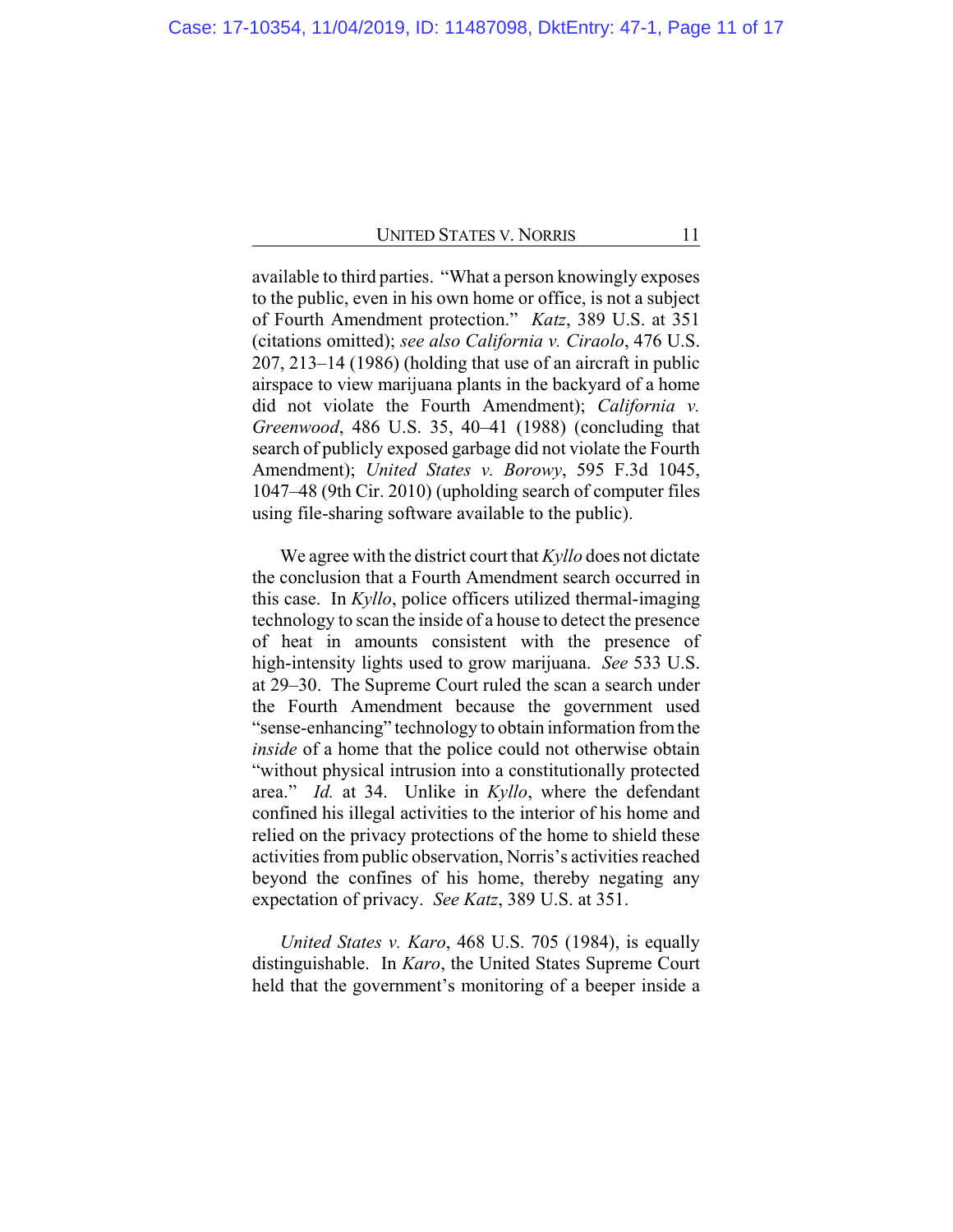available to third parties. "What a person knowingly exposes to the public, even in his own home or office, is not a subject of Fourth Amendment protection." *Katz*, 389 U.S. at 351 (citations omitted); *see also California v. Ciraolo*, 476 U.S. 207, 213–14 (1986) (holding that use of an aircraft in public airspace to view marijuana plants in the backyard of a home did not violate the Fourth Amendment); *California v. Greenwood*, 486 U.S. 35, 40–41 (1988) (concluding that search of publicly exposed garbage did not violate the Fourth Amendment); *United States v. Borowy*, 595 F.3d 1045, 1047–48 (9th Cir. 2010) (upholding search of computer files using file-sharing software available to the public).

We agree with the district court that *Kyllo* does not dictate the conclusion that a Fourth Amendment search occurred in this case. In *Kyllo*, police officers utilized thermal-imaging technology to scan the inside of a house to detect the presence of heat in amounts consistent with the presence of high-intensity lights used to grow marijuana. *See* 533 U.S. at 29–30. The Supreme Court ruled the scan a search under the Fourth Amendment because the government used "sense-enhancing" technology to obtain information from the *inside* of a home that the police could not otherwise obtain "without physical intrusion into a constitutionally protected area." *Id.* at 34. Unlike in *Kyllo*, where the defendant confined his illegal activities to the interior of his home and relied on the privacy protections of the home to shield these activities from public observation, Norris's activities reached beyond the confines of his home, thereby negating any expectation of privacy. *See Katz*, 389 U.S. at 351.

*United States v. Karo*, 468 U.S. 705 (1984), is equally distinguishable. In *Karo*, the United States Supreme Court held that the government's monitoring of a beeper inside a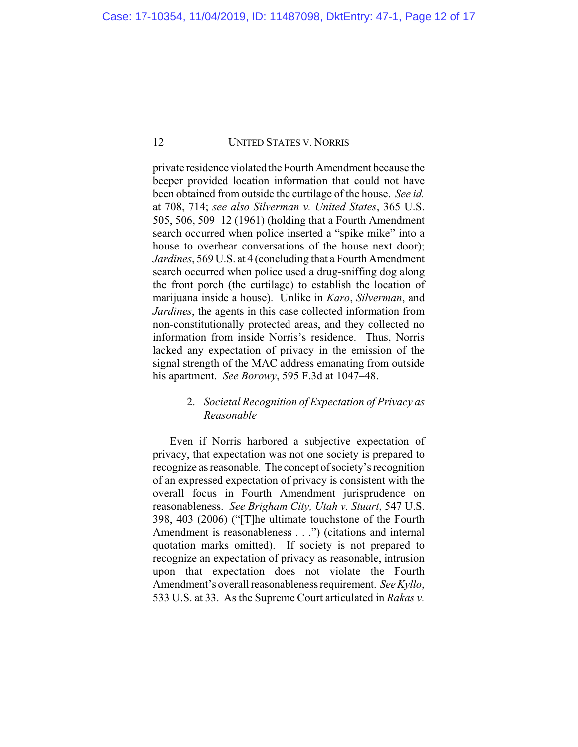private residence violated the Fourth Amendment because the beeper provided location information that could not have been obtained from outside the curtilage of the house. *See id.* at 708, 714; *see also Silverman v. United States*, 365 U.S. 505, 506, 509–12 (1961) (holding that a Fourth Amendment search occurred when police inserted a "spike mike" into a house to overhear conversations of the house next door); *Jardines*, 569 U.S. at 4 (concluding that a Fourth Amendment search occurred when police used a drug-sniffing dog along the front porch (the curtilage) to establish the location of marijuana inside a house). Unlike in *Karo*, *Silverman*, and *Jardines*, the agents in this case collected information from non-constitutionally protected areas, and they collected no information from inside Norris's residence. Thus, Norris lacked any expectation of privacy in the emission of the signal strength of the MAC address emanating from outside his apartment. *See Borowy*, 595 F.3d at 1047–48.

### 2. *Societal Recognition of Expectation of Privacy as Reasonable*

Even if Norris harbored a subjective expectation of privacy, that expectation was not one society is prepared to recognize as reasonable. The concept of society's recognition of an expressed expectation of privacy is consistent with the overall focus in Fourth Amendment jurisprudence on reasonableness. *See Brigham City, Utah v. Stuart*, 547 U.S. 398, 403 (2006) ("[T]he ultimate touchstone of the Fourth Amendment is reasonableness . . .") (citations and internal quotation marks omitted). If society is not prepared to recognize an expectation of privacy as reasonable, intrusion upon that expectation does not violate the Fourth Amendment's overall reasonableness requirement. *See Kyllo*, 533 U.S. at 33. As the Supreme Court articulated in *Rakas v.*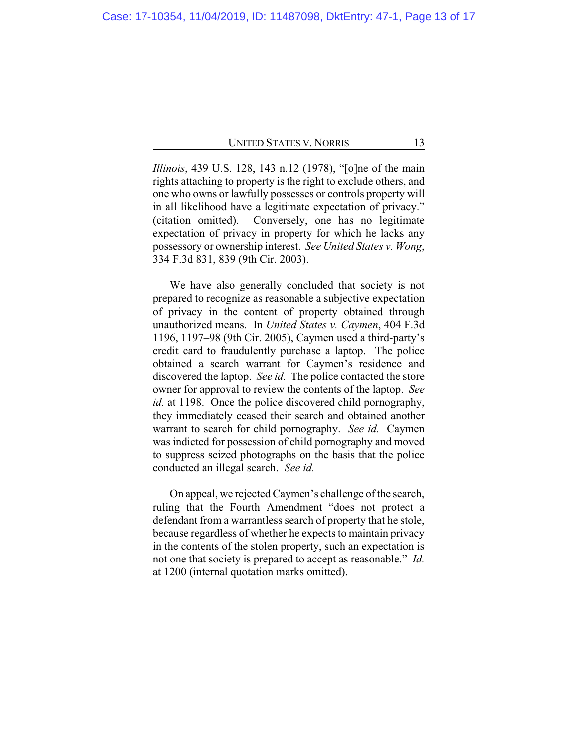*Illinois*, 439 U.S. 128, 143 n.12 (1978), "[o]ne of the main rights attaching to property is the right to exclude others, and one who owns or lawfully possesses or controls property will in all likelihood have a legitimate expectation of privacy." (citation omitted). Conversely, one has no legitimate expectation of privacy in property for which he lacks any possessory or ownership interest. *See United States v. Wong*, 334 F.3d 831, 839 (9th Cir. 2003).

We have also generally concluded that society is not prepared to recognize as reasonable a subjective expectation of privacy in the content of property obtained through unauthorized means. In *United States v. Caymen*, 404 F.3d 1196, 1197–98 (9th Cir. 2005), Caymen used a third-party's credit card to fraudulently purchase a laptop. The police obtained a search warrant for Caymen's residence and discovered the laptop. *See id.* The police contacted the store owner for approval to review the contents of the laptop. *See id.* at 1198. Once the police discovered child pornography, they immediately ceased their search and obtained another warrant to search for child pornography. *See id.* Caymen was indicted for possession of child pornography and moved to suppress seized photographs on the basis that the police conducted an illegal search. *See id.*

On appeal, we rejected Caymen's challenge of the search, ruling that the Fourth Amendment "does not protect a defendant from a warrantless search of property that he stole, because regardless of whether he expects to maintain privacy in the contents of the stolen property, such an expectation is not one that society is prepared to accept as reasonable." *Id.* at 1200 (internal quotation marks omitted).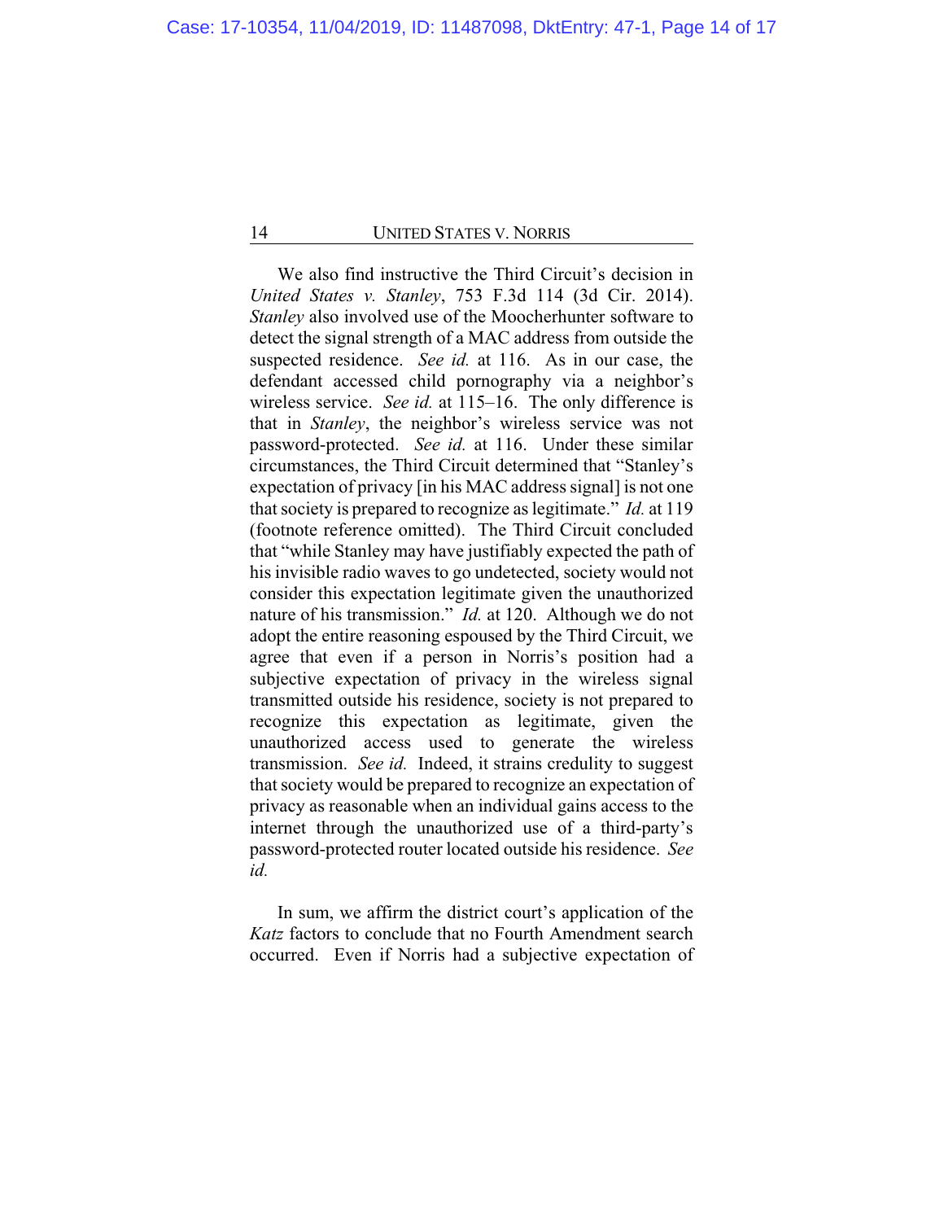We also find instructive the Third Circuit's decision in *United States v. Stanley*, 753 F.3d 114 (3d Cir. 2014). *Stanley* also involved use of the Moocherhunter software to detect the signal strength of a MAC address from outside the suspected residence. *See id.* at 116. As in our case, the defendant accessed child pornography via a neighbor's wireless service. *See id.* at 115–16. The only difference is that in *Stanley*, the neighbor's wireless service was not password-protected. *See id.* at 116. Under these similar circumstances, the Third Circuit determined that "Stanley's expectation of privacy [in his MAC address signal] is not one that society is prepared to recognize as legitimate." *Id.* at 119 (footnote reference omitted). The Third Circuit concluded that "while Stanley may have justifiably expected the path of his invisible radio waves to go undetected, society would not consider this expectation legitimate given the unauthorized nature of his transmission." *Id.* at 120. Although we do not adopt the entire reasoning espoused by the Third Circuit, we agree that even if a person in Norris's position had a subjective expectation of privacy in the wireless signal transmitted outside his residence, society is not prepared to recognize this expectation as legitimate, given the unauthorized access used to generate the wireless transmission. *See id.* Indeed, it strains credulity to suggest that society would be prepared to recognize an expectation of privacy as reasonable when an individual gains access to the internet through the unauthorized use of a third-party's password-protected router located outside his residence. *See id.*

In sum, we affirm the district court's application of the *Katz* factors to conclude that no Fourth Amendment search occurred. Even if Norris had a subjective expectation of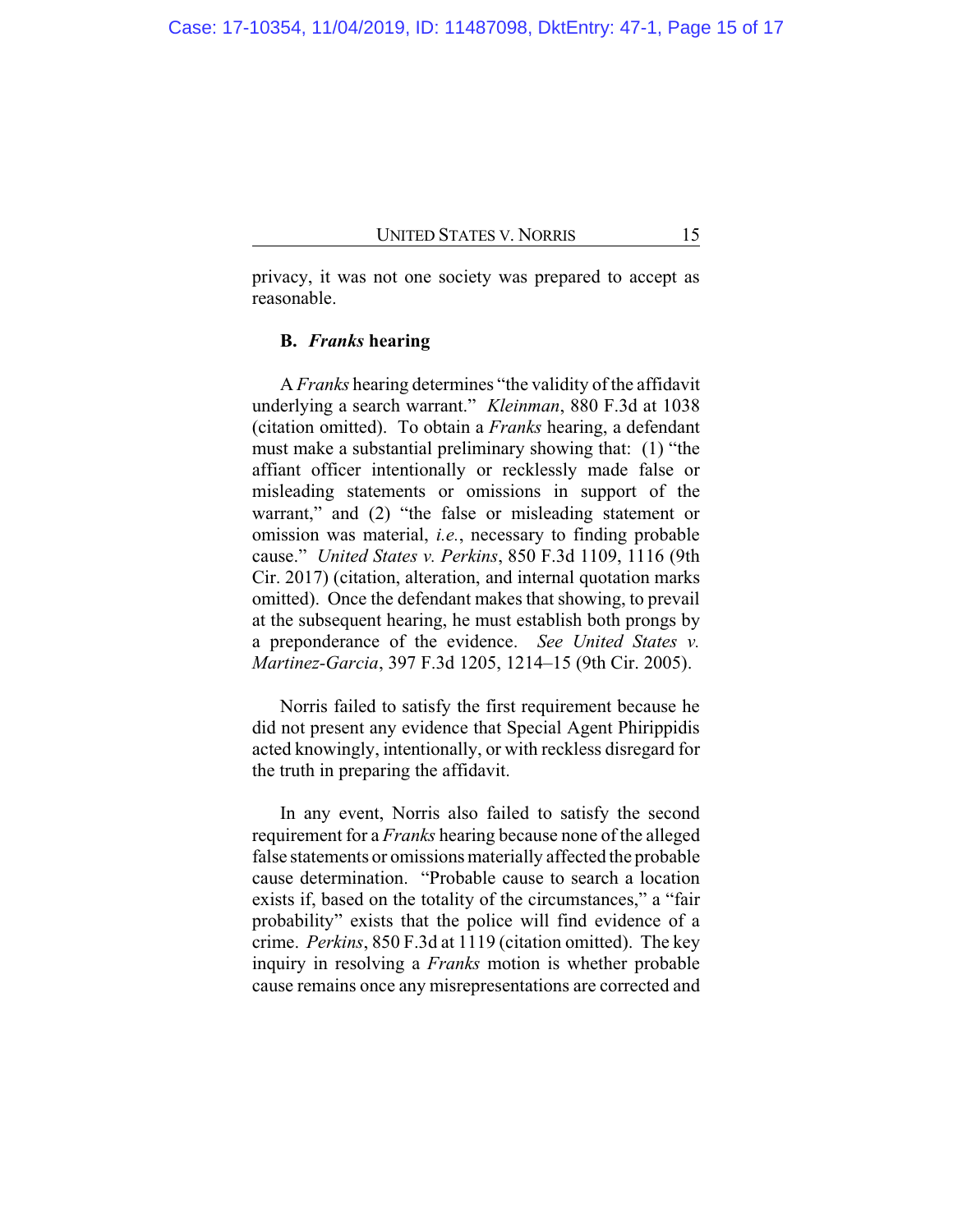privacy, it was not one society was prepared to accept as reasonable.

### B. *Franks* hearing

A *Franks* hearing determines "the validity of the affidavit underlying a search warrant." *Kleinman*, 880 F.3d at 1038 (citation omitted). To obtain a *Franks* hearing, a defendant must make a substantial preliminary showing that: (1) "the affiant officer intentionally or recklessly made false or misleading statements or omissions in support of the warrant," and (2) "the false or misleading statement or omission was material, *i.e.*, necessary to finding probable cause." *United States v. Perkins*, 850 F.3d 1109, 1116 (9th Cir. 2017) (citation, alteration, and internal quotation marks omitted). Once the defendant makes that showing, to prevail at the subsequent hearing, he must establish both prongs by a preponderance of the evidence. *See United States v. Martinez-Garcia*, 397 F.3d 1205, 1214–15 (9th Cir. 2005).

Norris failed to satisfy the first requirement because he did not present any evidence that Special Agent Phirippidis acted knowingly, intentionally, or with reckless disregard for the truth in preparing the affidavit.

In any event, Norris also failed to satisfy the second requirement for a *Franks* hearing because none of the alleged false statements or omissions materially affected the probable cause determination. "Probable cause to search a location exists if, based on the totality of the circumstances," a "fair probability" exists that the police will find evidence of a crime. *Perkins*, 850 F.3d at 1119 (citation omitted). The key inquiry in resolving a *Franks* motion is whether probable cause remains once any misrepresentations are corrected and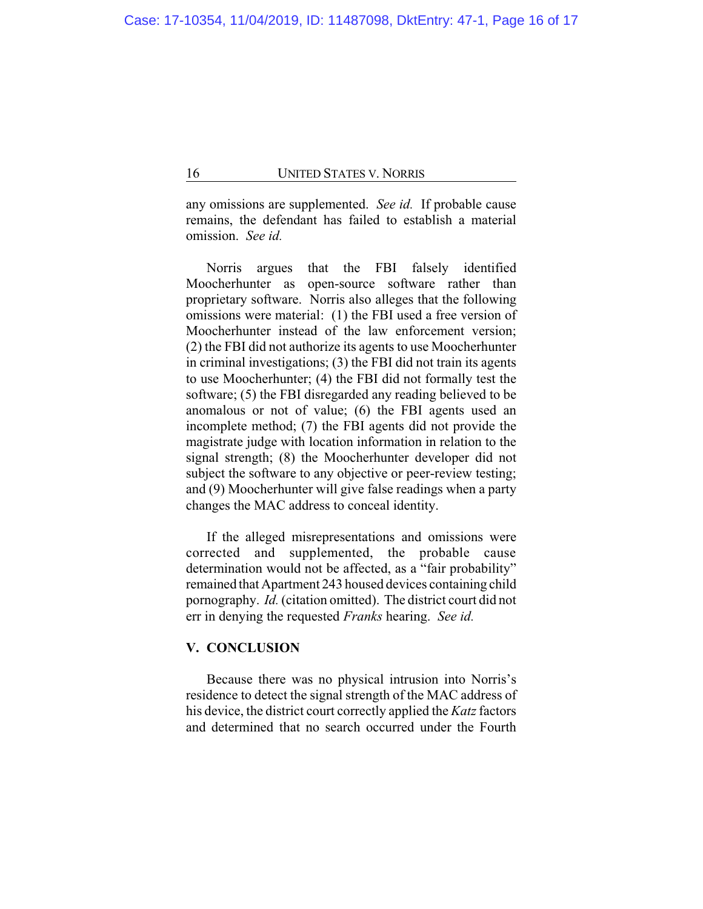any omissions are supplemented. *See id.* If probable cause remains, the defendant has failed to establish a material omission. *See id.*

Norris argues that the FBI falsely identified Moocherhunter as open-source software rather than proprietary software. Norris also alleges that the following omissions were material: (1) the FBI used a free version of Moocherhunter instead of the law enforcement version; (2) the FBI did not authorize its agents to use Moocherhunter in criminal investigations; (3) the FBI did not train its agents to use Moocherhunter; (4) the FBI did not formally test the software; (5) the FBI disregarded any reading believed to be anomalous or not of value; (6) the FBI agents used an incomplete method; (7) the FBI agents did not provide the magistrate judge with location information in relation to the signal strength; (8) the Moocherhunter developer did not subject the software to any objective or peer-review testing; and (9) Moocherhunter will give false readings when a party changes the MAC address to conceal identity.

If the alleged misrepresentations and omissions were corrected and supplemented, the probable cause determination would not be affected, as a "fair probability" remained that Apartment 243 housed devices containing child pornography. *Id.* (citation omitted). The district court did not err in denying the requested *Franks* hearing. *See id.*

## V. CONCLUSION

Because there was no physical intrusion into Norris's residence to detect the signal strength of the MAC address of his device, the district court correctly applied the *Katz* factors and determined that no search occurred under the Fourth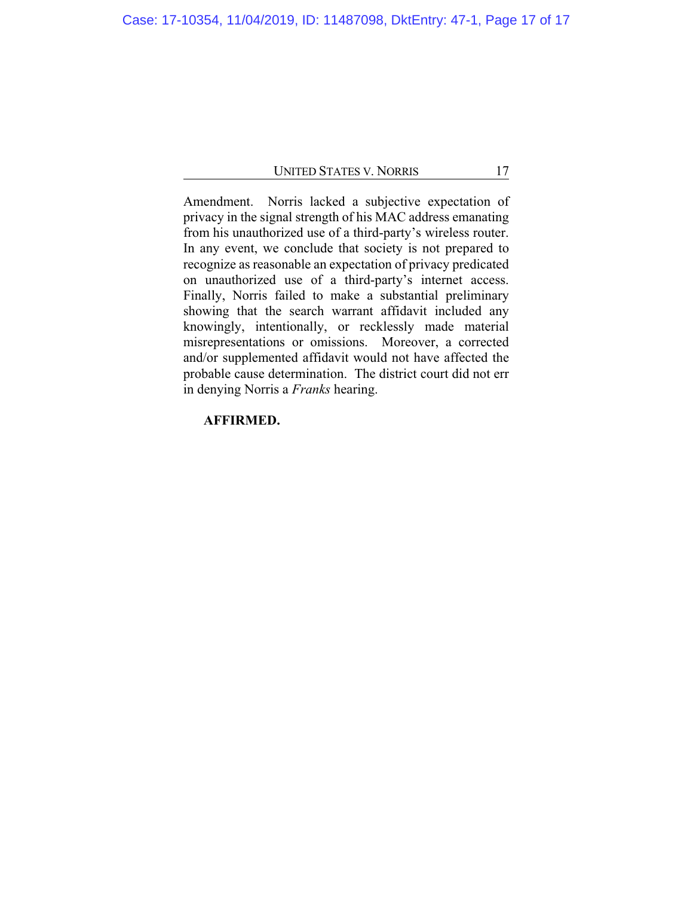Amendment. Norris lacked a subjective expectation of privacy in the signal strength of his MAC address emanating from his unauthorized use of a third-party's wireless router. In any event, we conclude that society is not prepared to recognize as reasonable an expectation of privacy predicated on unauthorized use of a third-party's internet access. Finally, Norris failed to make a substantial preliminary showing that the search warrant affidavit included any knowingly, intentionally, or recklessly made material misrepresentations or omissions. Moreover, a corrected and/or supplemented affidavit would not have affected the probable cause determination. The district court did not err in denying Norris a *Franks* hearing.

**AFFIRMED.**